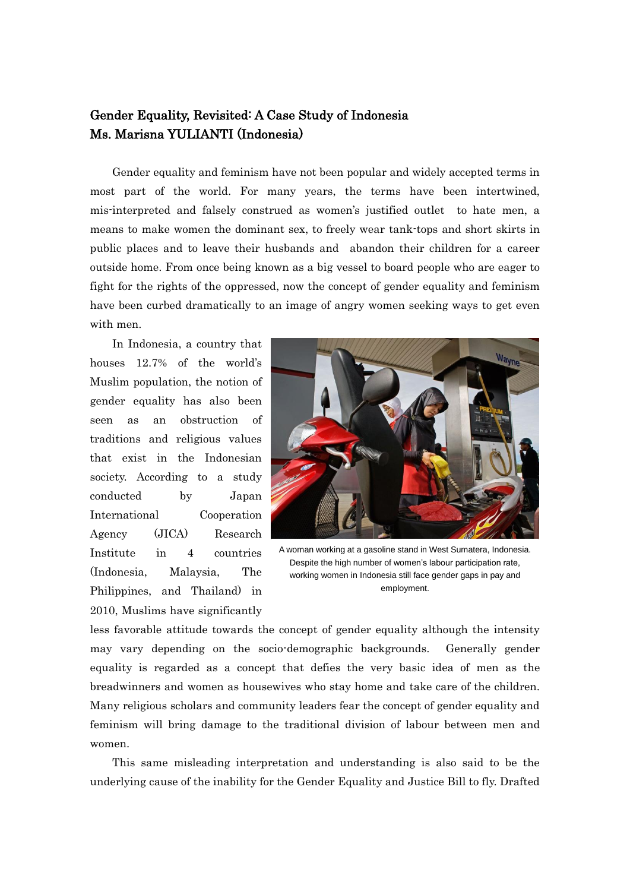# Gender Equality, Revisited: A Case Study of Indonesia
## Ms. Marisna YULIANTI (Indonesia)

Gender equality and feminism have not been popular and widely accepted terms in most part of the world. For many years, the terms have been intertwined, mis-interpreted and falsely construed as women's justified outlet to hate men, a means to make women the dominant sex, to freely wear tank-tops and short skirts in public places and to leave their husbands and abandon their children for a career outside home. From once being known as a big vessel to board people who are eager to fight for the rights of the oppressed, now the concept of gender equality and feminism have been curbed dramatically to an image of angry women seeking ways to get even with men.

In Indonesia, a country that houses 12.7% of the world's Muslim population, the notion of gender equality has also been seen as an obstruction of traditions and religious values that exist in the Indonesian society. According to a study conducted by Japan International Cooperation Agency (JICA) Research Institute in 4 countries (Indonesia, Malaysia, The Philippines, and Thailand) in 2010, Muslims have significantly less favorable attitude towards the concept of gender equality although the intensity may vary depending on the socio-demographic backgrounds. Generally gender equality is regarded as a concept that defies the very basic idea of men as the breadwinners and women as housewives who stay home and take care of the children. Many religious scholars and community leaders fear the concept of gender equality and feminism will bring damage to the traditional division of labour between men and women.

A woman working at a gasoline stand in West Sumatera, Indonesia. Despite the high number of women's labour participation rate, working women in Indonesia still face gender gaps in pay and employment.

This same misleading interpretation and understanding is also said to be the underlying cause of the inability for the Gender Equality and Justice Bill to fly. Drafted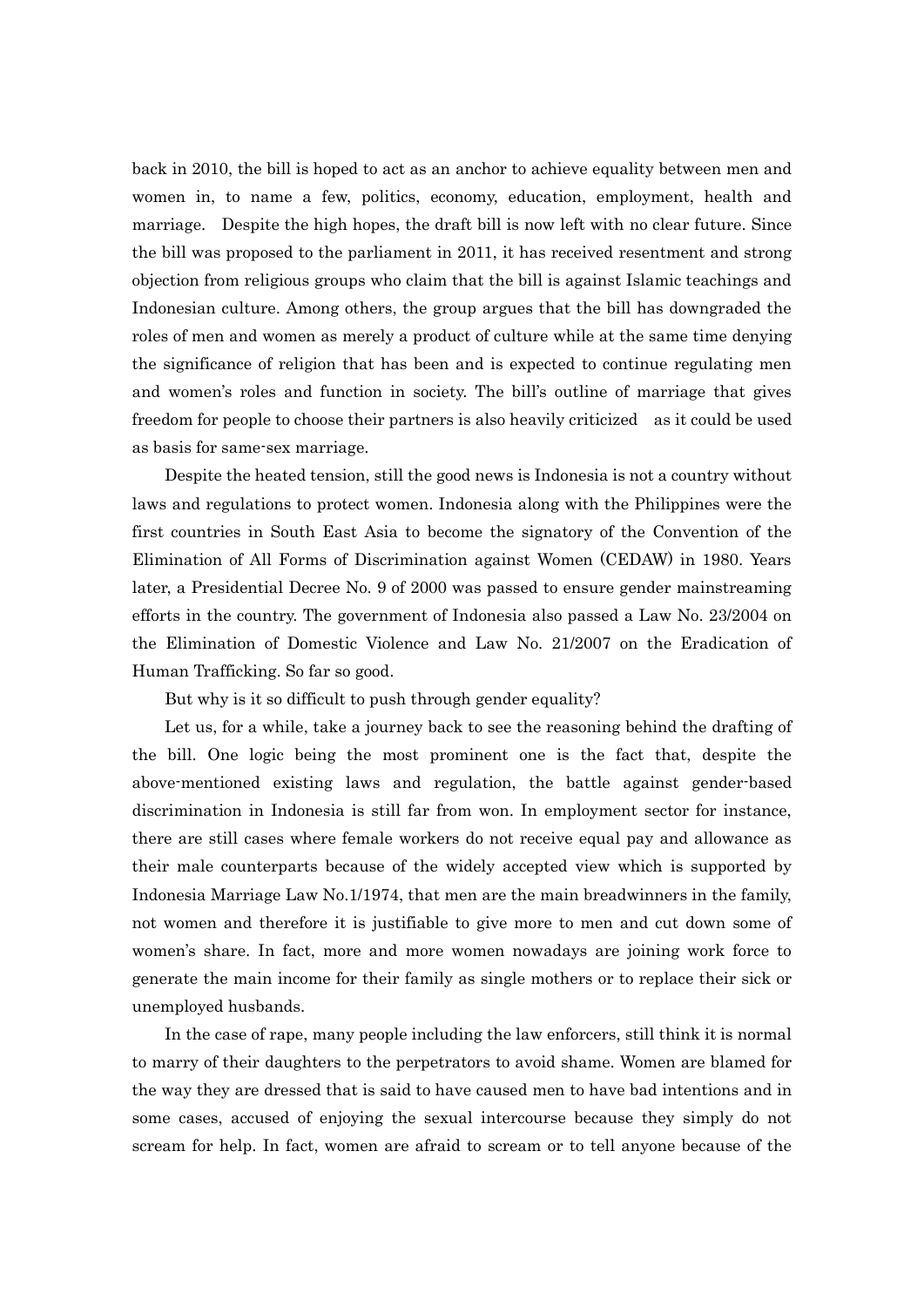back in 2010, the bill is hoped to act as an anchor to achieve equality between men and women in, to name a few, politics, economy, education, employment, health and marriage. Despite the high hopes, the draft bill is now left with no clear future. Since the bill was proposed to the parliament in 2011, it has received resentment and strong objection from religious groups who claim that the bill is against Islamic teachings and Indonesian culture. Among others, the group argues that the bill has downgraded the roles of men and women as merely a product of culture while at the same time denying the significance of religion that has been and is expected to continue regulating men and women's roles and function in society. The bill's outline of marriage that gives freedom for people to choose their partners is also heavily criticized as it could be used as basis for same-sex marriage.

Despite the heated tension, still the good news is Indonesia is not a country without laws and regulations to protect women. Indonesia along with the Philippines were the first countries in South East Asia to become the signatory of the Convention of the Elimination of All Forms of Discrimination against Women (CEDAW) in 1980. Years later, a Presidential Decree No. 9 of 2000 was passed to ensure gender mainstreaming efforts in the country. The government of Indonesia also passed a Law No. 23/2004 on the Elimination of Domestic Violence and Law No. 21/2007 on the Eradication of Human Trafficking. So far so good.

But why is it so difficult to push through gender equality?

Let us, for a while, take a journey back to see the reasoning behind the drafting of the bill. One logic being the most prominent one is the fact that, despite the above-mentioned existing laws and regulation, the battle against gender-based discrimination in Indonesia is still far from won. In employment sector for instance, there are still cases where female workers do not receive equal pay and allowance as their male counterparts because of the widely accepted view which is supported by Indonesia Marriage Law No.1/1974, that men are the main breadwinners in the family, not women and therefore it is justifiable to give more to men and cut down some of women's share. In fact, more and more women nowadays are joining work force to generate the main income for their family as single mothers or to replace their sick or unemployed husbands.

In the case of rape, many people including the law enforcers, still think it is normal to marry of their daughters to the perpetrators to avoid shame. Women are blamed for the way they are dressed that is said to have caused men to have bad intentions and in some cases, accused of enjoying the sexual intercourse because they simply do not scream for help. In fact, women are afraid to scream or to tell anyone because of the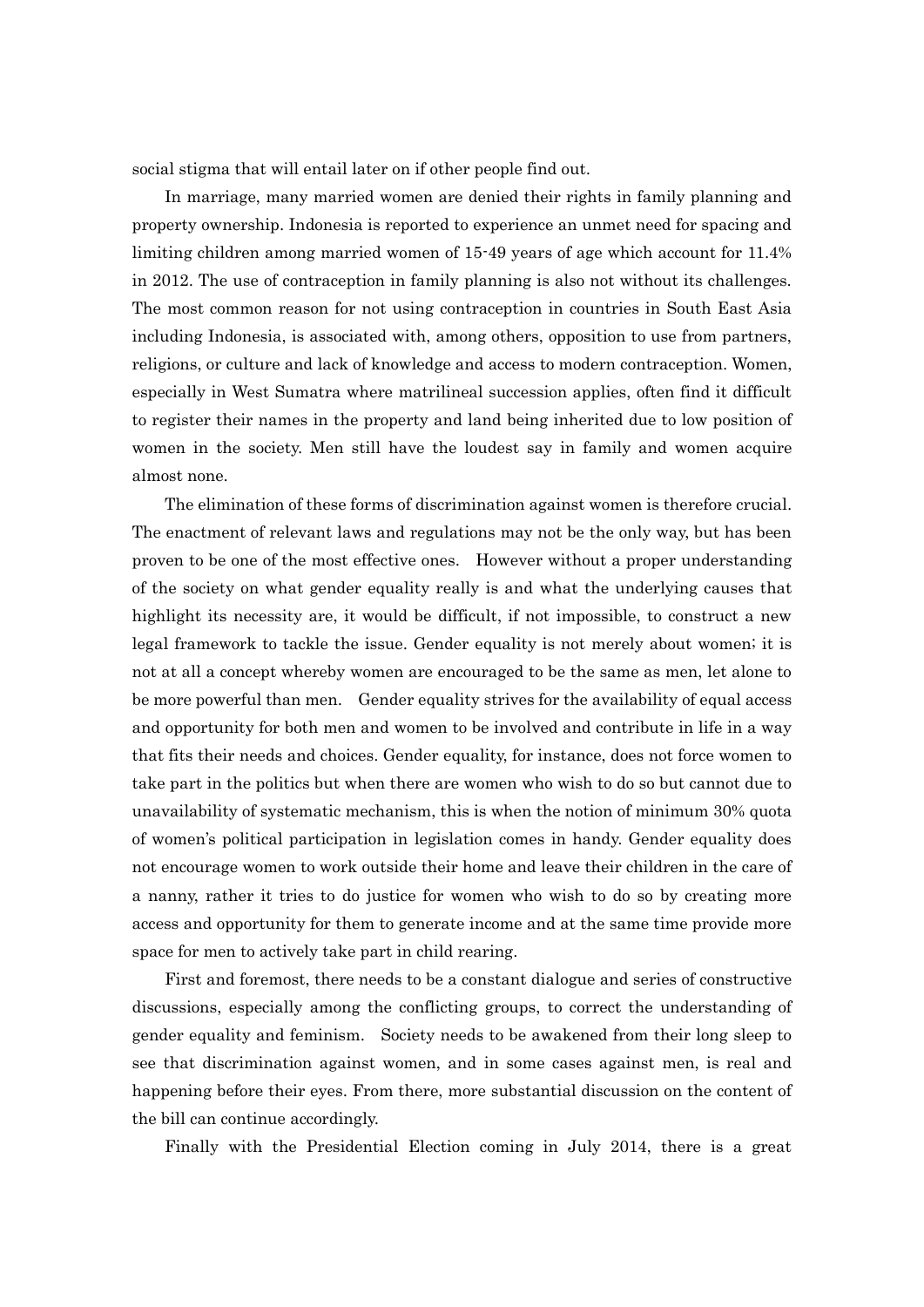social stigma that will entail later on if other people find out.

In marriage, many married women are denied their rights in family planning and property ownership. Indonesia is reported to experience an unmet need for spacing and limiting children among married women of 15-49 years of age which account for 11.4% in 2012. The use of contraception in family planning is also not without its challenges. The most common reason for not using contraception in countries in South East Asia including Indonesia, is associated with, among others, opposition to use from partners, religions, or culture and lack of knowledge and access to modern contraception. Women, especially in West Sumatra where matrilineal succession applies, often find it difficult to register their names in the property and land being inherited due to low position of women in the society. Men still have the loudest say in family and women acquire almost none.

The elimination of these forms of discrimination against women is therefore crucial. The enactment of relevant laws and regulations may not be the only way, but has been proven to be one of the most effective ones. However without a proper understanding of the society on what gender equality really is and what the underlying causes that highlight its necessity are, it would be difficult, if not impossible, to construct a new legal framework to tackle the issue. Gender equality is not merely about women; it is not at all a concept whereby women are encouraged to be the same as men, let alone to be more powerful than men. Gender equality strives for the availability of equal access and opportunity for both men and women to be involved and contribute in life in a way that fits their needs and choices. Gender equality, for instance, does not force women to take part in the politics but when there are women who wish to do so but cannot due to unavailability of systematic mechanism, this is when the notion of minimum 30% quota of women's political participation in legislation comes in handy. Gender equality does not encourage women to work outside their home and leave their children in the care of a nanny, rather it tries to do justice for women who wish to do so by creating more access and opportunity for them to generate income and at the same time provide more space for men to actively take part in child rearing.

First and foremost, there needs to be a constant dialogue and series of constructive discussions, especially among the conflicting groups, to correct the understanding of gender equality and feminism. Society needs to be awakened from their long sleep to see that discrimination against women, and in some cases against men, is real and happening before their eyes. From there, more substantial discussion on the content of the bill can continue accordingly.

Finally with the Presidential Election coming in July 2014, there is a great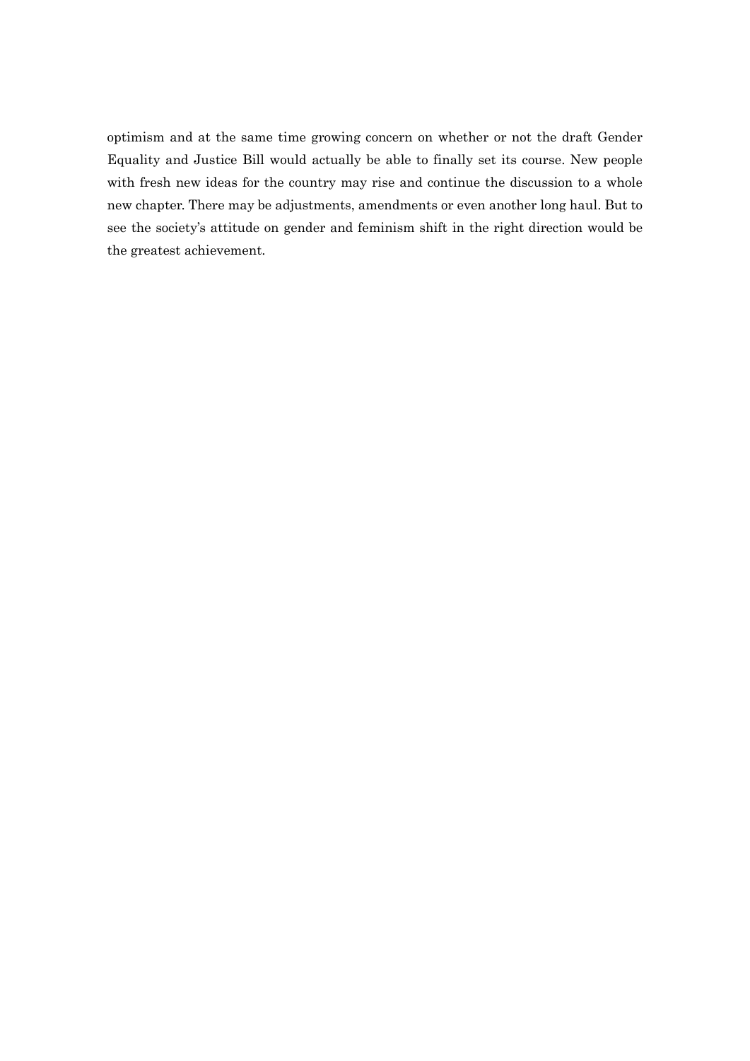optimism and at the same time growing concern on whether or not the draft Gender Equality and Justice Bill would actually be able to finally set its course. New people with fresh new ideas for the country may rise and continue the discussion to a whole new chapter. There may be adjustments, amendments or even another long haul. But to see the society's attitude on gender and feminism shift in the right direction would be the greatest achievement.